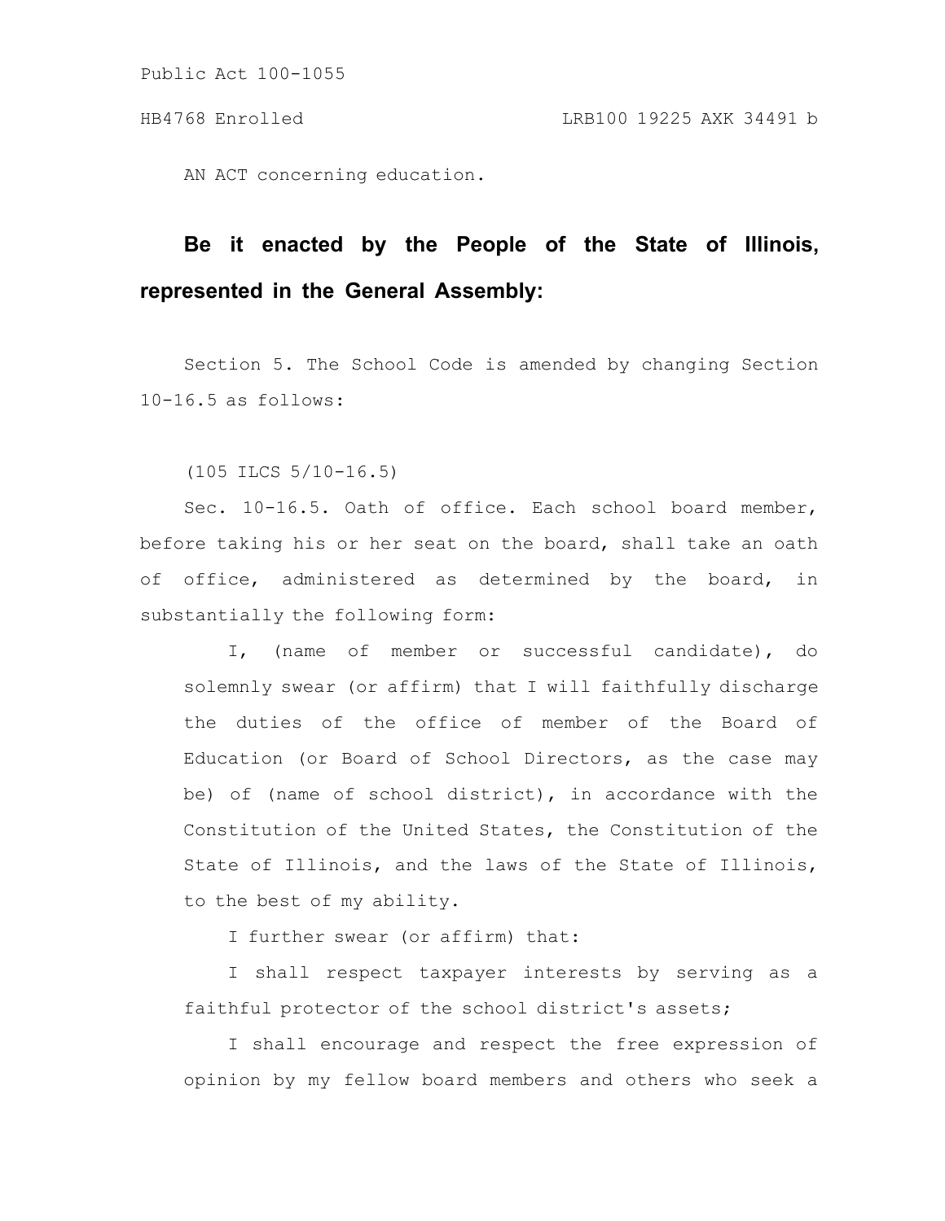Public Act 100-1055

HB4768 Enrolled LRB100 19225 AXK 34491 b

AN ACT concerning education.

**Be it enacted by the People of the State of Illinois, represented in the General Assembly:**

Section 5. The School Code is amended by changing Section 10-16.5 as follows:

(105 ILCS 5/10-16.5)

Sec. 10-16.5. Oath of office. Each school board member, before taking his or her seat on the board, shall take an oath of office, administered as determined by the board, in substantially the following form:

> I, (name of member or successful candidate), do solemnly swear (or affirm) that I will faithfully discharge the duties of the office of member of the Board of Education (or Board of School Directors, as the case may be) of (name of school district), in accordance with the Constitution of the United States, the Constitution of the State of Illinois, and the laws of the State of Illinois, to the best of my ability.
>
> I further swear (or affirm) that:
>
> I shall respect taxpayer interests by serving as a faithful protector of the school district's assets;
>
> I shall encourage and respect the free expression of opinion by my fellow board members and others who seek a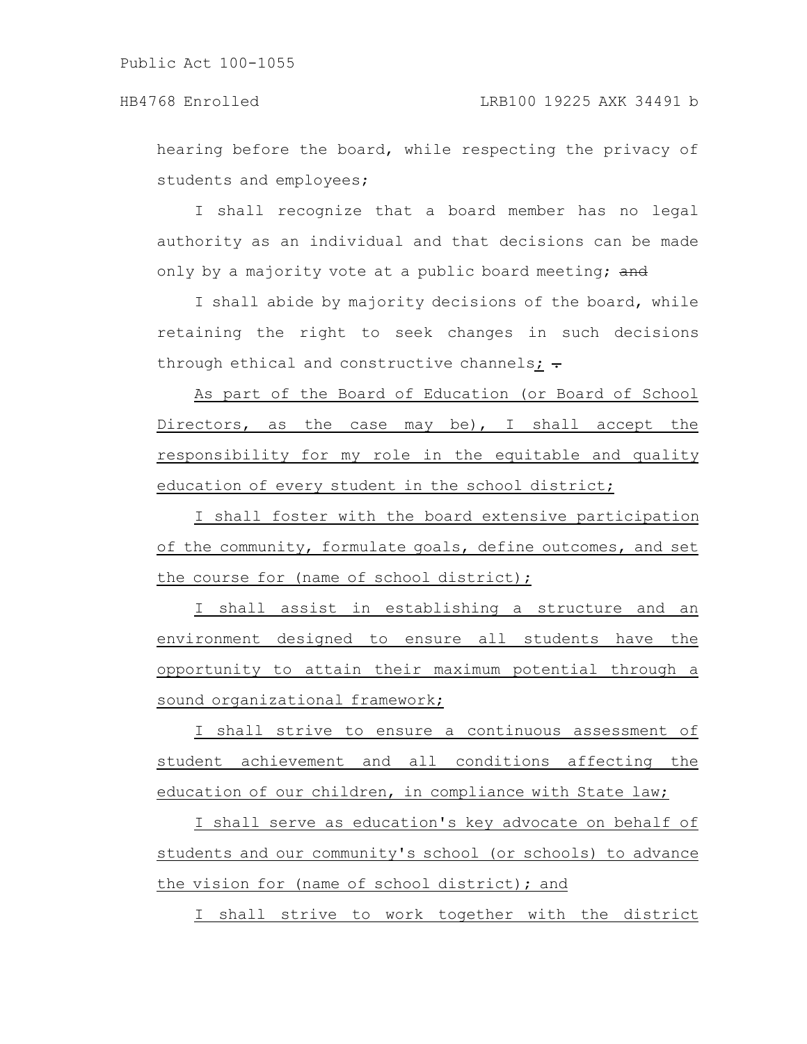hearing before the board, while respecting the privacy of students and employees;

I shall recognize that a board member has no legal authority as an individual and that decisions can be made only by a majority vote at a public board meeting; ~~and~~

I shall abide by majority decisions of the board, while retaining the right to seek changes in such decisions through ethical and constructive channels; ~~.~~

As part of the Board of Education (or Board of School Directors, as the case may be), I shall accept the responsibility for my role in the equitable and quality education of every student in the school district;

I shall foster with the board extensive participation of the community, formulate goals, define outcomes, and set the course for (name of school district);

I shall assist in establishing a structure and an environment designed to ensure all students have the opportunity to attain their maximum potential through a sound organizational framework;

I shall strive to ensure a continuous assessment of student achievement and all conditions affecting the education of our children, in compliance with State law;

I shall serve as education's key advocate on behalf of students and our community's school (or schools) to advance the vision for (name of school district); and

I shall strive to work together with the district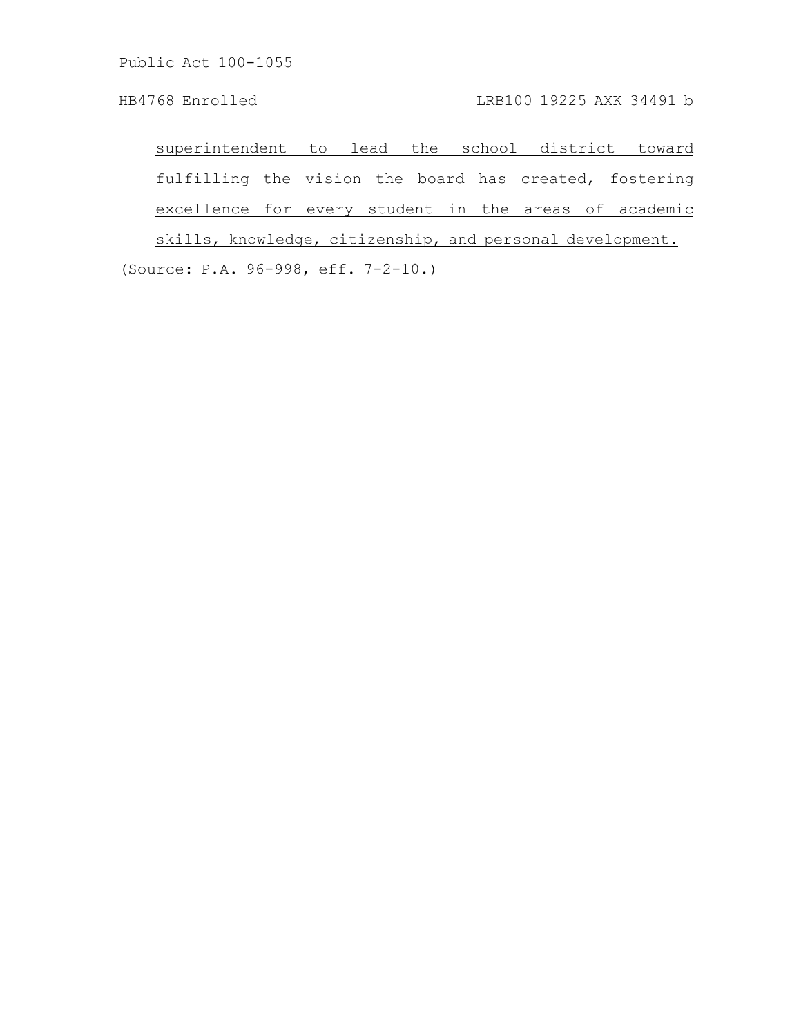<u>superintendent to lead the school district toward fulfilling the vision the board has created, fostering excellence for every student in the areas of academic skills, knowledge, citizenship, and personal development.</u>

(Source: P.A. 96-998, eff. 7-2-10.)